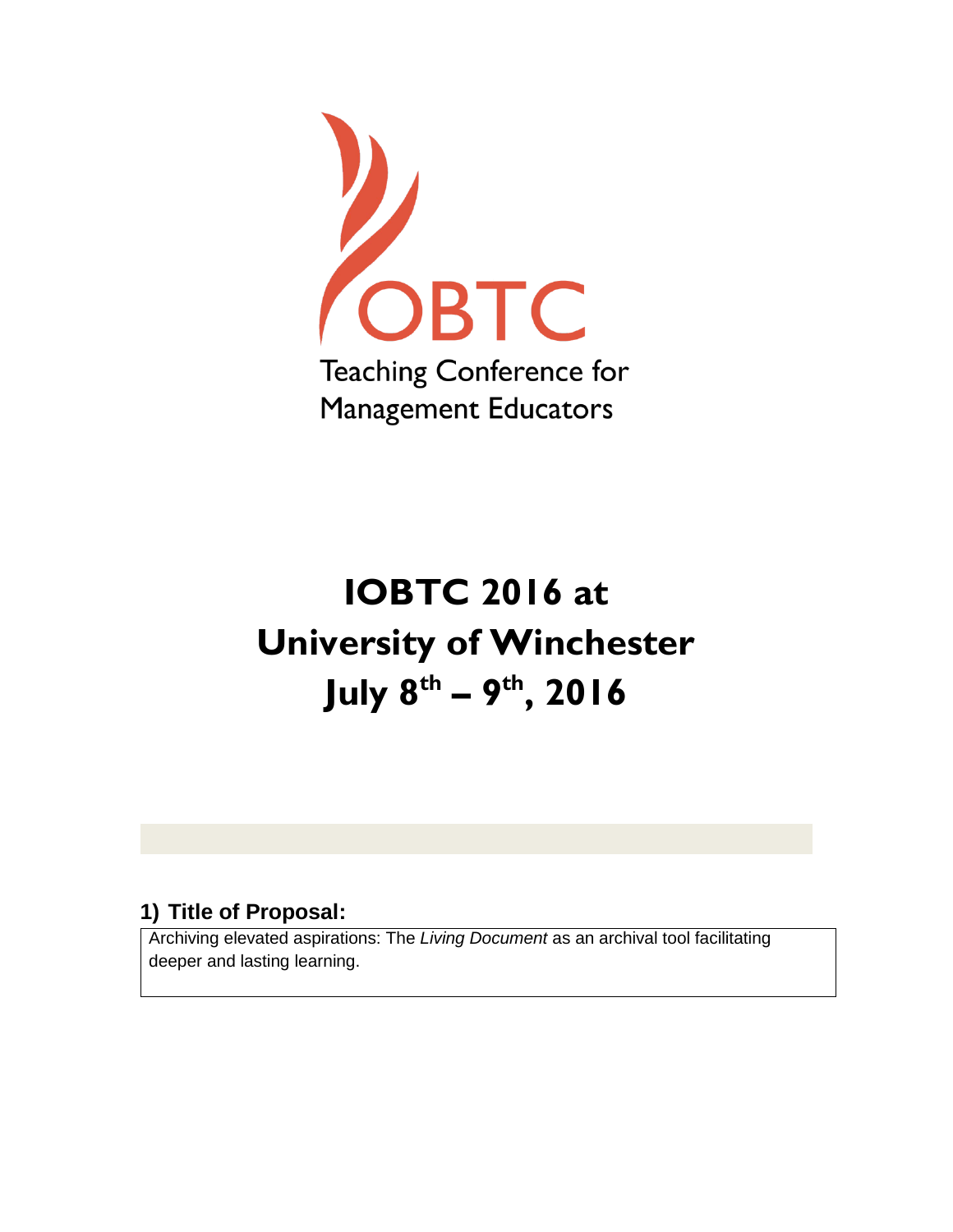IOBTC

Teaching Conference for Management Educators

# IOBTC 2016 at University of Winchester July 8th – 9th, 2016

## 1) Title of Proposal:

Archiving elevated aspirations: The *Living Document* as an archival tool facilitating deeper and lasting learning.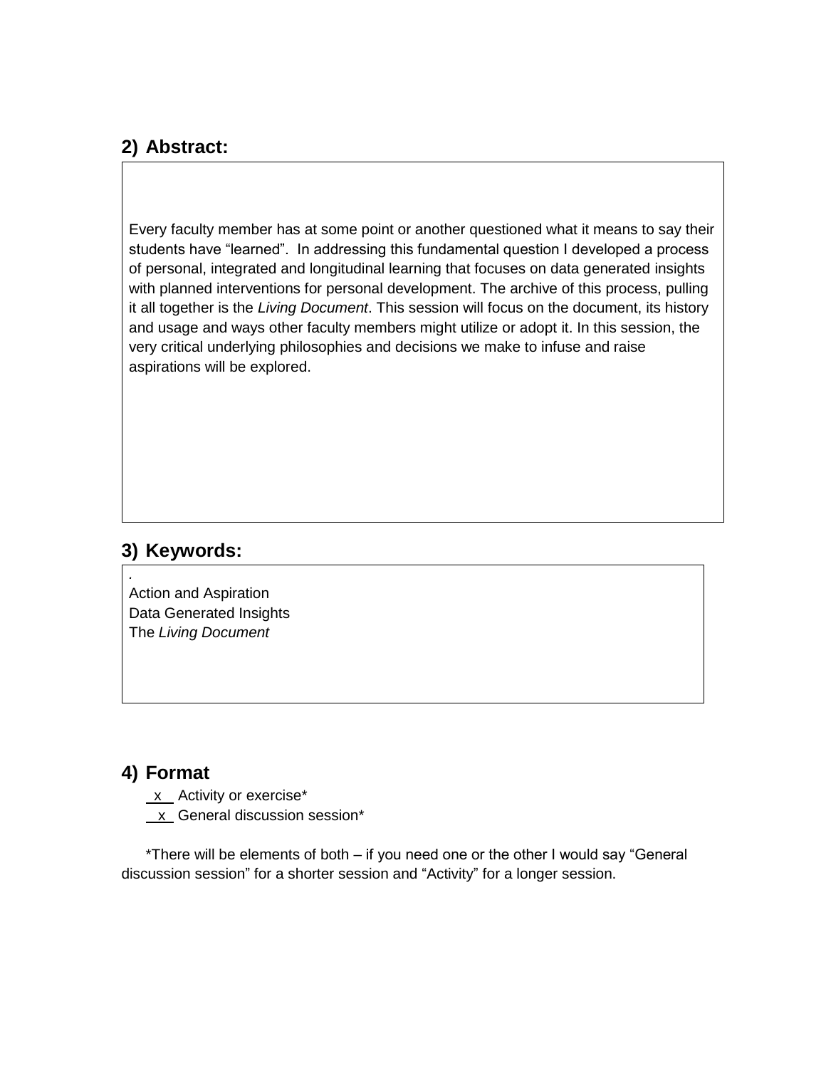## 2) Abstract:

Every faculty member has at some point or another questioned what it means to say their students have "learned". In addressing this fundamental question I developed a process of personal, integrated and longitudinal learning that focuses on data generated insights with planned interventions for personal development. The archive of this process, pulling it all together is the *Living Document*. This session will focus on the document, its history and usage and ways other faculty members might utilize or adopt it. In this session, the very critical underlying philosophies and decisions we make to infuse and raise aspirations will be explored.

## 3) Keywords:

.
Action and Aspiration
Data Generated Insights
The *Living Document*

## 4) Format

\_x\_ Activity or exercise*
\_x\_ General discussion session*

*There will be elements of both – if you need one or the other I would say "General discussion session" for a shorter session and "Activity" for a longer session.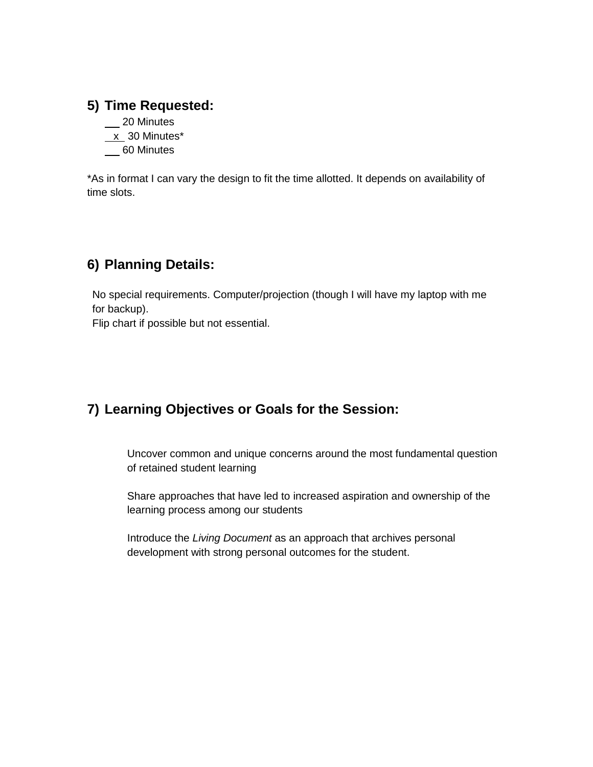## 5) Time Requested:

___ 20 Minutes
_x_ 30 Minutes*
___ 60 Minutes

*As in format I can vary the design to fit the time allotted. It depends on availability of time slots.

## 6) Planning Details:

No special requirements. Computer/projection (though I will have my laptop with me for backup).
Flip chart if possible but not essential.

## 7) Learning Objectives or Goals for the Session:

Uncover common and unique concerns around the most fundamental question of retained student learning

Share approaches that have led to increased aspiration and ownership of the learning process among our students

Introduce the *Living Document* as an approach that archives personal development with strong personal outcomes for the student.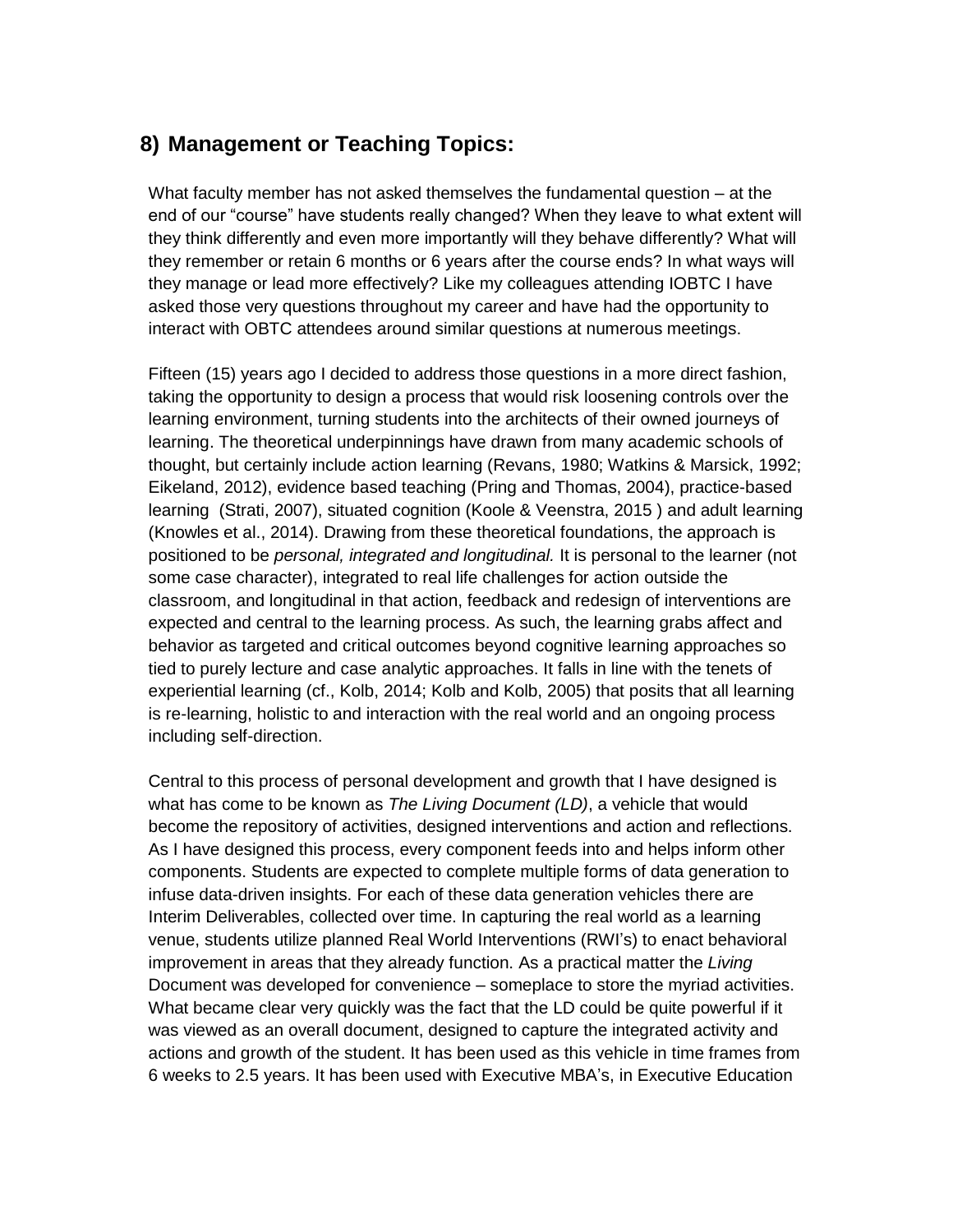## 8) Management or Teaching Topics:

What faculty member has not asked themselves the fundamental question – at the end of our "course" have students really changed? When they leave to what extent will they think differently and even more importantly will they behave differently? What will they remember or retain 6 months or 6 years after the course ends? In what ways will they manage or lead more effectively? Like my colleagues attending IOBTC I have asked those very questions throughout my career and have had the opportunity to interact with OBTC attendees around similar questions at numerous meetings.

Fifteen (15) years ago I decided to address those questions in a more direct fashion, taking the opportunity to design a process that would risk loosening controls over the learning environment, turning students into the architects of their owned journeys of learning. The theoretical underpinnings have drawn from many academic schools of thought, but certainly include action learning (Revans, 1980; Watkins & Marsick, 1992; Eikeland, 2012), evidence based teaching (Pring and Thomas, 2004), practice-based learning (Strati, 2007), situated cognition (Koole & Veenstra, 2015 ) and adult learning (Knowles et al., 2014). Drawing from these theoretical foundations, the approach is positioned to be *personal, integrated and longitudinal.* It is personal to the learner (not some case character), integrated to real life challenges for action outside the classroom, and longitudinal in that action, feedback and redesign of interventions are expected and central to the learning process. As such, the learning grabs affect and behavior as targeted and critical outcomes beyond cognitive learning approaches so tied to purely lecture and case analytic approaches. It falls in line with the tenets of experiential learning (cf., Kolb, 2014; Kolb and Kolb, 2005) that posits that all learning is re-learning, holistic to and interaction with the real world and an ongoing process including self-direction.

Central to this process of personal development and growth that I have designed is what has come to be known as *The Living Document (LD)*, a vehicle that would become the repository of activities, designed interventions and action and reflections. As I have designed this process, every component feeds into and helps inform other components. Students are expected to complete multiple forms of data generation to infuse data-driven insights. For each of these data generation vehicles there are Interim Deliverables, collected over time. In capturing the real world as a learning venue, students utilize planned Real World Interventions (RWI's) to enact behavioral improvement in areas that they already function. As a practical matter the *Living* Document was developed for convenience – someplace to store the myriad activities. What became clear very quickly was the fact that the LD could be quite powerful if it was viewed as an overall document, designed to capture the integrated activity and actions and growth of the student. It has been used as this vehicle in time frames from 6 weeks to 2.5 years. It has been used with Executive MBA's, in Executive Education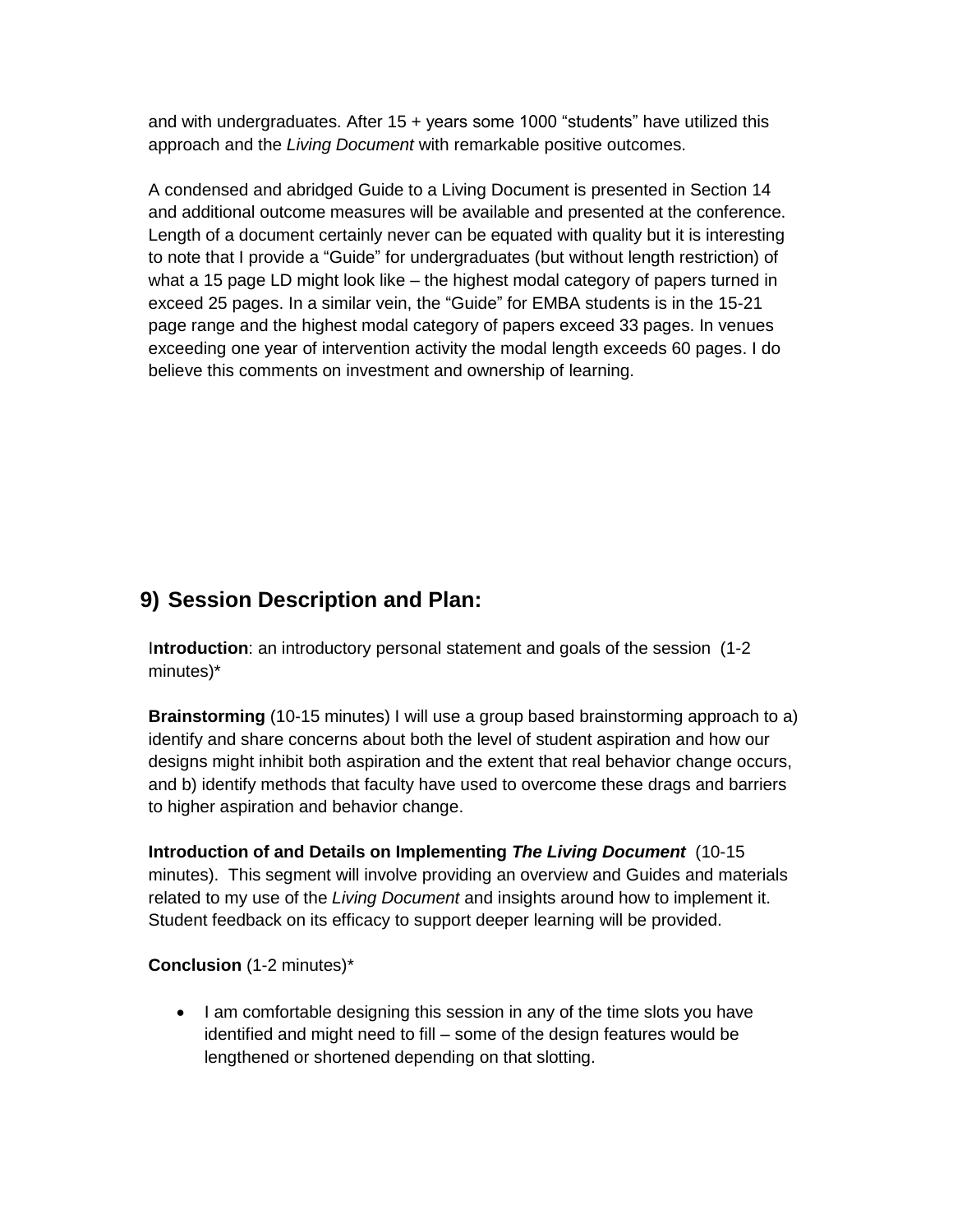and with undergraduates. After 15 + years some 1000 “students” have utilized this approach and the *Living Document* with remarkable positive outcomes.

A condensed and abridged Guide to a Living Document is presented in Section 14 and additional outcome measures will be available and presented at the conference. Length of a document certainly never can be equated with quality but it is interesting to note that I provide a “Guide” for undergraduates (but without length restriction) of what a 15 page LD might look like – the highest modal category of papers turned in exceed 25 pages. In a similar vein, the “Guide” for EMBA students is in the 15-21 page range and the highest modal category of papers exceed 33 pages. In venues exceeding one year of intervention activity the modal length exceeds 60 pages. I do believe this comments on investment and ownership of learning.

## 9) Session Description and Plan:

I**ntroduction**: an introductory personal statement and goals of the session (1-2 minutes)*

**Brainstorming** (10-15 minutes) I will use a group based brainstorming approach to a) identify and share concerns about both the level of student aspiration and how our designs might inhibit both aspiration and the extent that real behavior change occurs, and b) identify methods that faculty have used to overcome these drags and barriers to higher aspiration and behavior change.

**Introduction of and Details on Implementing *The Living Document*** (10-15 minutes). This segment will involve providing an overview and Guides and materials related to my use of the *Living Document* and insights around how to implement it. Student feedback on its efficacy to support deeper learning will be provided.

**Conclusion** (1-2 minutes)*

- I am comfortable designing this session in any of the time slots you have identified and might need to fill – some of the design features would be lengthened or shortened depending on that slotting.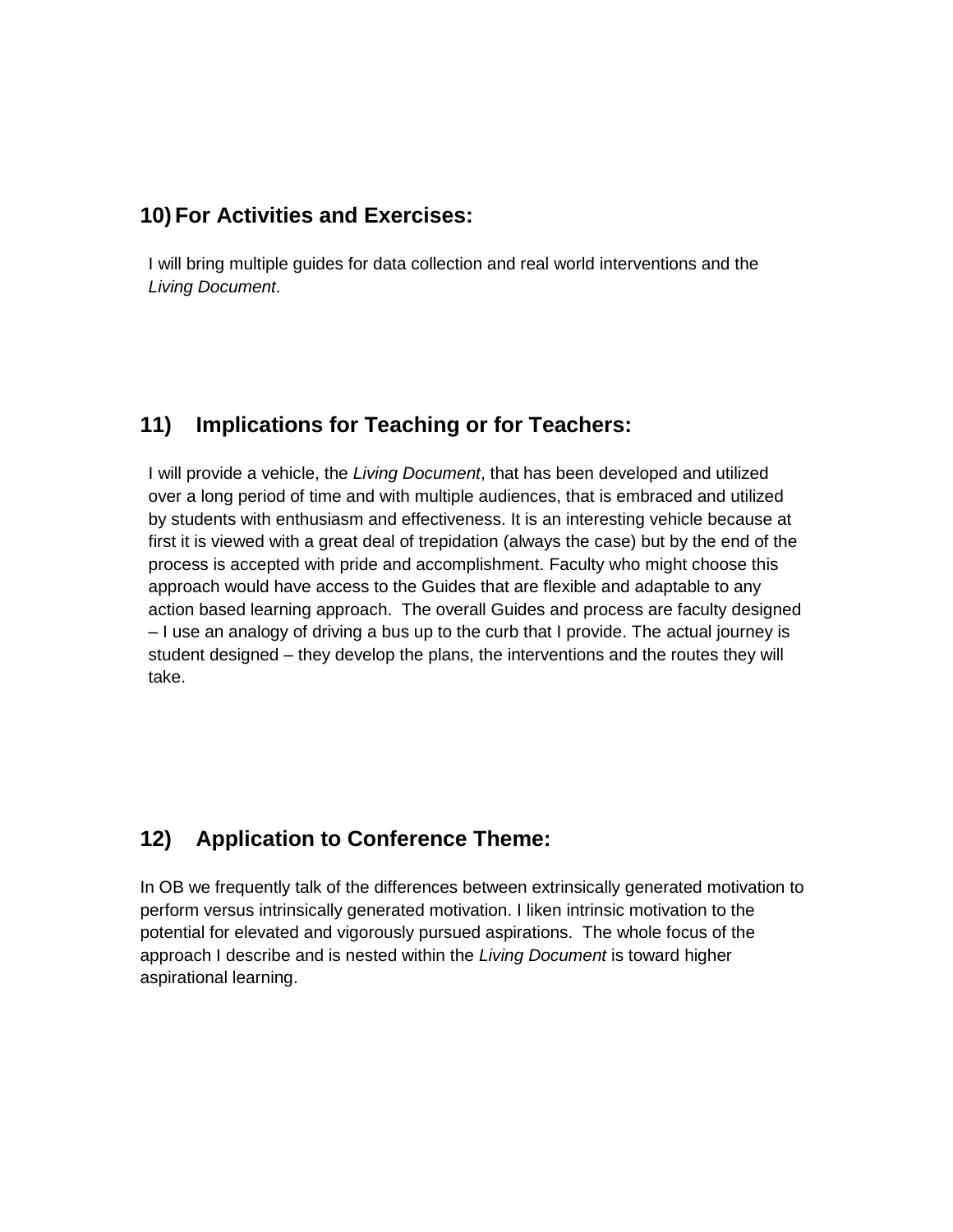## 10) For Activities and Exercises:

I will bring multiple guides for data collection and real world interventions and the *Living Document*.

## 11) Implications for Teaching or for Teachers:

I will provide a vehicle, the *Living Document*, that has been developed and utilized over a long period of time and with multiple audiences, that is embraced and utilized by students with enthusiasm and effectiveness. It is an interesting vehicle because at first it is viewed with a great deal of trepidation (always the case) but by the end of the process is accepted with pride and accomplishment. Faculty who might choose this approach would have access to the Guides that are flexible and adaptable to any action based learning approach. The overall Guides and process are faculty designed – I use an analogy of driving a bus up to the curb that I provide. The actual journey is student designed – they develop the plans, the interventions and the routes they will take.

## 12) Application to Conference Theme:

In OB we frequently talk of the differences between extrinsically generated motivation to perform versus intrinsically generated motivation. I liken intrinsic motivation to the potential for elevated and vigorously pursued aspirations. The whole focus of the approach I describe and is nested within the *Living Document* is toward higher aspirational learning.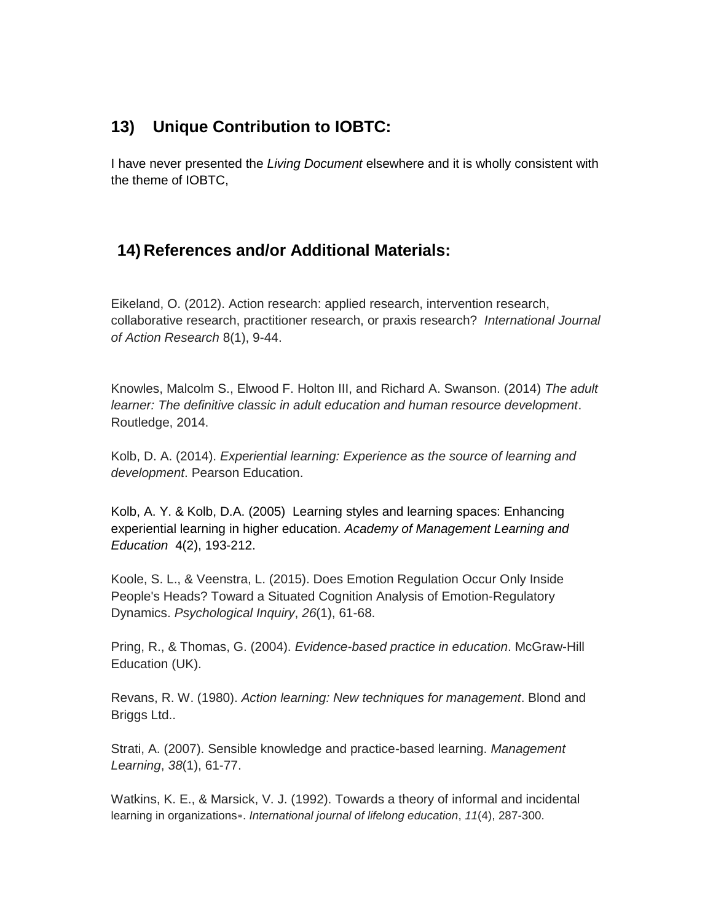## 13) Unique Contribution to IOBTC:

I have never presented the *Living Document* elsewhere and it is wholly consistent with the theme of IOBTC,

## 14) References and/or Additional Materials:

Eikeland, O. (2012). Action research: applied research, intervention research, collaborative research, practitioner research, or praxis research? *International Journal of Action Research* 8(1), 9-44.

Knowles, Malcolm S., Elwood F. Holton III, and Richard A. Swanson. (2014) *The adult learner: The definitive classic in adult education and human resource development*. Routledge, 2014.

Kolb, D. A. (2014). *Experiential learning: Experience as the source of learning and development*. Pearson Education.

Kolb, A. Y. & Kolb, D.A. (2005) Learning styles and learning spaces: Enhancing experiential learning in higher education. *Academy of Management Learning and Education* 4(2), 193-212.

Koole, S. L., & Veenstra, L. (2015). Does Emotion Regulation Occur Only Inside People's Heads? Toward a Situated Cognition Analysis of Emotion-Regulatory Dynamics. *Psychological Inquiry*, *26*(1), 61-68.

Pring, R., & Thomas, G. (2004). *Evidence-based practice in education*. McGraw-Hill Education (UK).

Revans, R. W. (1980). *Action learning: New techniques for management*. Blond and Briggs Ltd..

Strati, A. (2007). Sensible knowledge and practice-based learning. *Management Learning*, *38*(1), 61-77.

Watkins, K. E., & Marsick, V. J. (1992). Towards a theory of informal and incidental learning in organizations*. *International journal of lifelong education*, *11*(4), 287-300.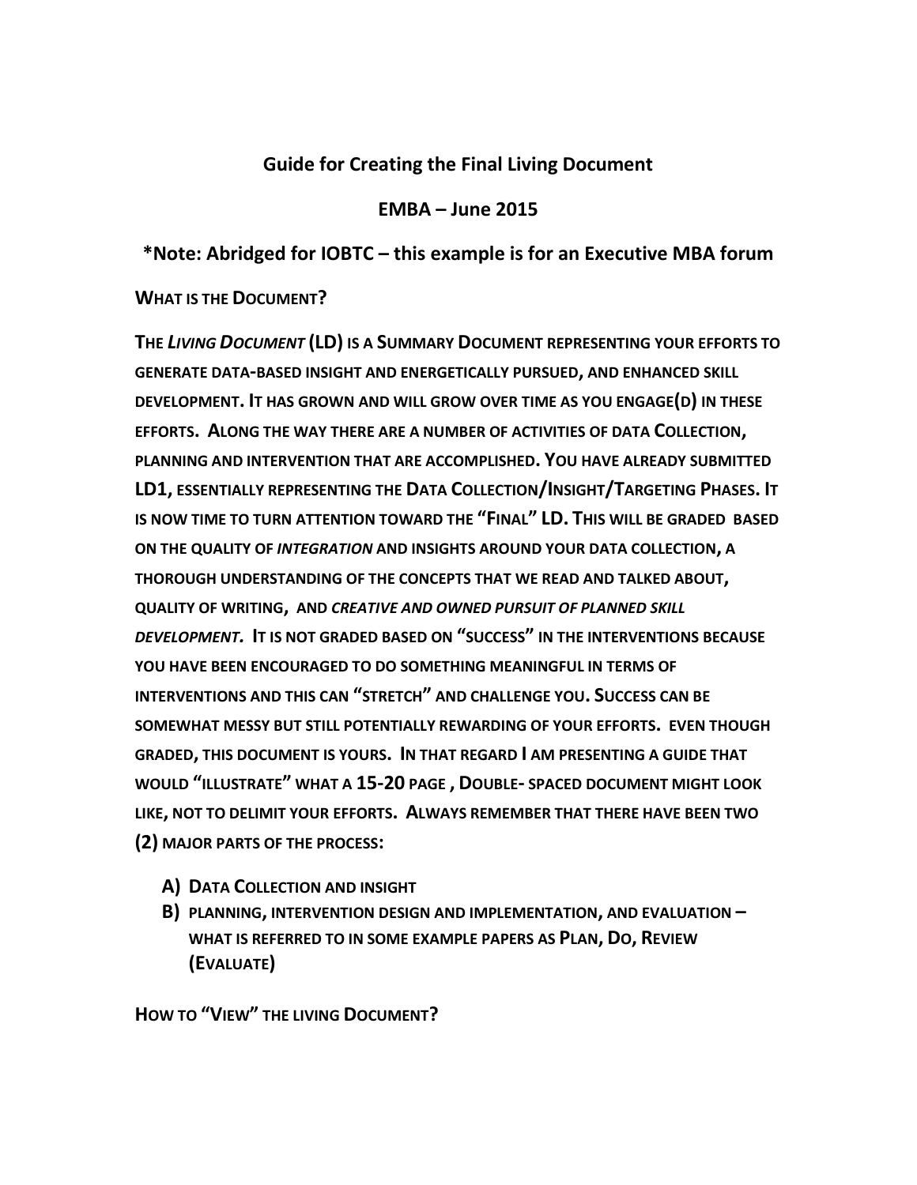**Guide for Creating the Final Living Document**

**EMBA – June 2015**

**\*Note: Abridged for IOBTC – this example is for an Executive MBA forum**

**What is the Document?**

**The *Living Document* (LD) is a Summary Document representing your efforts to generate data-based insight and energetically pursued, and enhanced skill development. It has grown and will grow over time as you engage(d) in these efforts. Along the way there are a number of activities of data Collection, planning and intervention that are accomplished. You have already submitted LD1, essentially representing the Data Collection/Insight/Targeting Phases. It is now time to turn attention toward the "Final" LD. This will be graded based on the quality of *integration* and insights around your data collection, a thorough understanding of the concepts that we read and talked about, quality of writing, and *creative and owned pursuit of planned skill development.* It is not graded based on "success" in the interventions because you have been encouraged to do something meaningful in terms of interventions and this can "stretch" and challenge you. Success can be somewhat messy but still potentially rewarding of your efforts. Even though graded, this document is yours. In that regard I am presenting a guide that would "illustrate" what a 15-20 page , Double- spaced document might look like, not to delimit your efforts. Always remember that there have been two (2) major parts of the process:**

**A) Data Collection and insight**
**B) planning, intervention design and implementation, and evaluation – what is referred to in some example papers as Plan, Do, Review (Evaluate)**

**How to "View" the living Document?**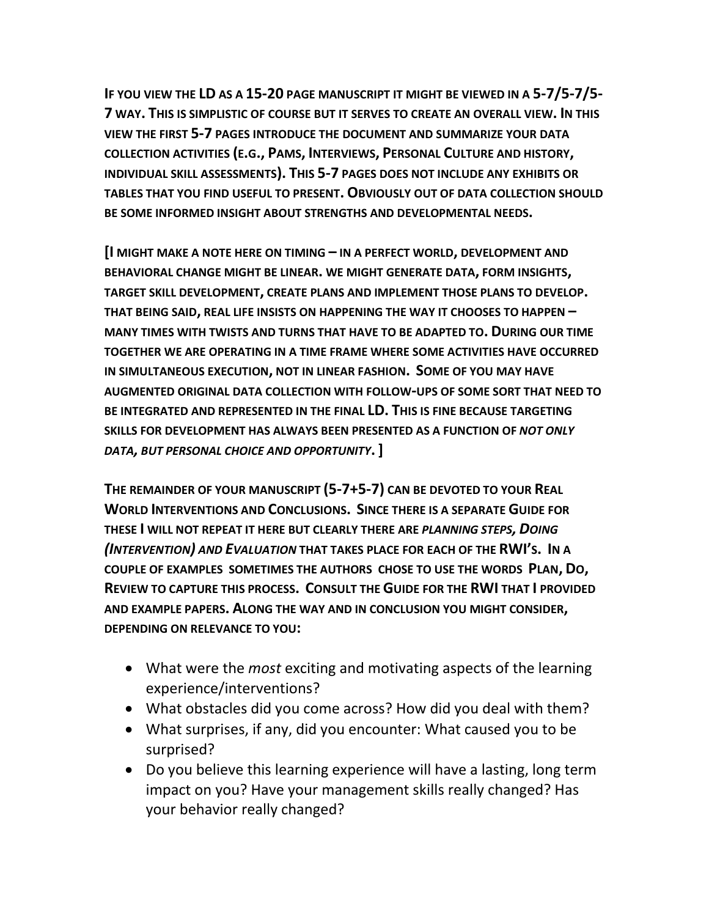**If you view the LD as a 15-20 page manuscript it might be viewed in a 5-7/5-7/5-7 way. This is simplistic of course but it serves to create an overall view. In this view the first 5-7 pages introduce the document and summarize your data collection activities (e.g., Pams, Interviews, Personal Culture and history, individual skill assessments). This 5-7 pages does not include any exhibits or tables that you find useful to present. Obviously out of data collection should be some informed insight about strengths and developmental needs.**

**[I might make a note here on timing – in a perfect world, development and behavioral change might be linear. we might generate data, form insights, target skill development, create plans and implement those plans to develop. that being said, real life insists on happening the way it chooses to happen – many times with twists and turns that have to be adapted to. During our time together we are operating in a time frame where some activities have occurred in simultaneous execution, not in linear fashion. Some of you may have augmented original data collection with follow-ups of some sort that need to be integrated and represented in the final LD. This is fine because targeting skills for development has always been presented as a function of *not only data, but personal choice and opportunity*. ]**

**The remainder of your manuscript (5-7+5-7) can be devoted to your Real World Interventions and Conclusions. Since there is a separate Guide for these I will not repeat it here but clearly there are *planning steps, Doing (Intervention) and Evaluation* that takes place for each of the RWI's. In a couple of examples sometimes the authors chose to use the words Plan, Do, Review to capture this process. Consult the Guide for the RWI that I provided and example papers. Along the way and in conclusion you might consider, depending on relevance to you:**

- What were the *most* exciting and motivating aspects of the learning experience/interventions?
- What obstacles did you come across? How did you deal with them?
- What surprises, if any, did you encounter: What caused you to be surprised?
- Do you believe this learning experience will have a lasting, long term impact on you? Have your management skills really changed? Has your behavior really changed?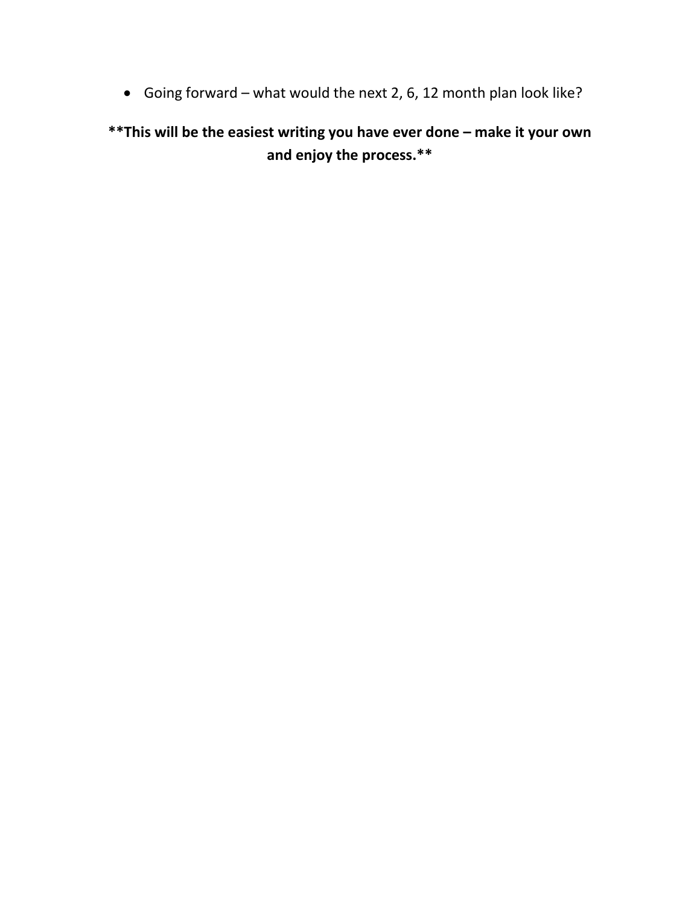- Going forward – what would the next 2, 6, 12 month plan look like?

**\*\*This will be the easiest writing you have ever done – make it your own and enjoy the process.\*\***

- Going forward – what would the next 2, 6, 12 month plan look like?

**This will be the easiest writing you have ever done – make it your own and enjoy the process.**